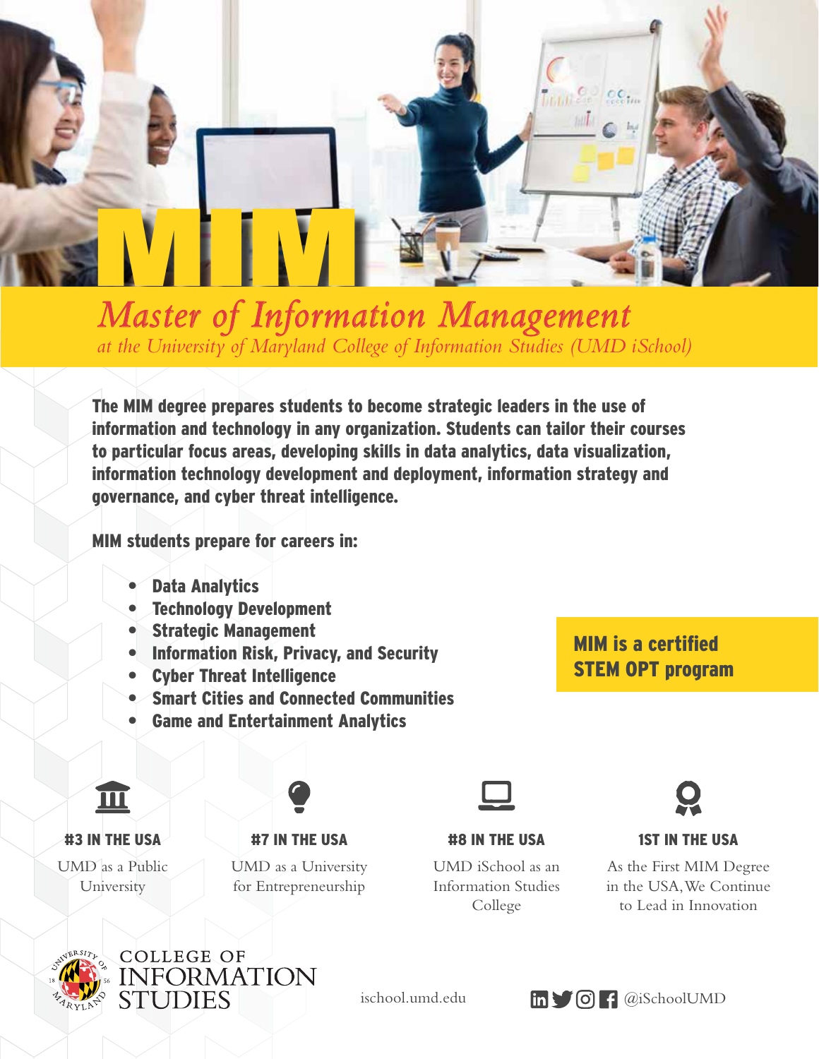# MIM

## *Master of Information Management*

*at the University of Maryland College of Information Studies (UMD iSchool)*

**The MIM degree prepares students to become strategic leaders in the use of information and technology in any organization. Students can tailor their courses to particular focus areas, developing skills in data analytics, data visualization, information technology development and deployment, information strategy and governance, and cyber threat intelligence.**

**MIM students prepare for careers in:**

- **Data Analytics**
- **Technology Development**
- **Strategic Management**
- **Information Risk, Privacy, and Security**
- **Cyber Threat Intelligence**
- **Smart Cities and Connected Communities**
- **Game and Entertainment Analytics**

**MIM is a certified STEM OPT program**

**#3 IN THE USA**
UMD as a Public University

**#7 IN THE USA**
UMD as a University for Entrepreneurship

**#8 IN THE USA**
UMD iSchool as an Information Studies College

**1ST IN THE USA**
As the First MIM Degree in the USA, We Continue to Lead in Innovation

COLLEGE OF INFORMATION STUDIES

ischool.umd.edu

@iSchoolUMD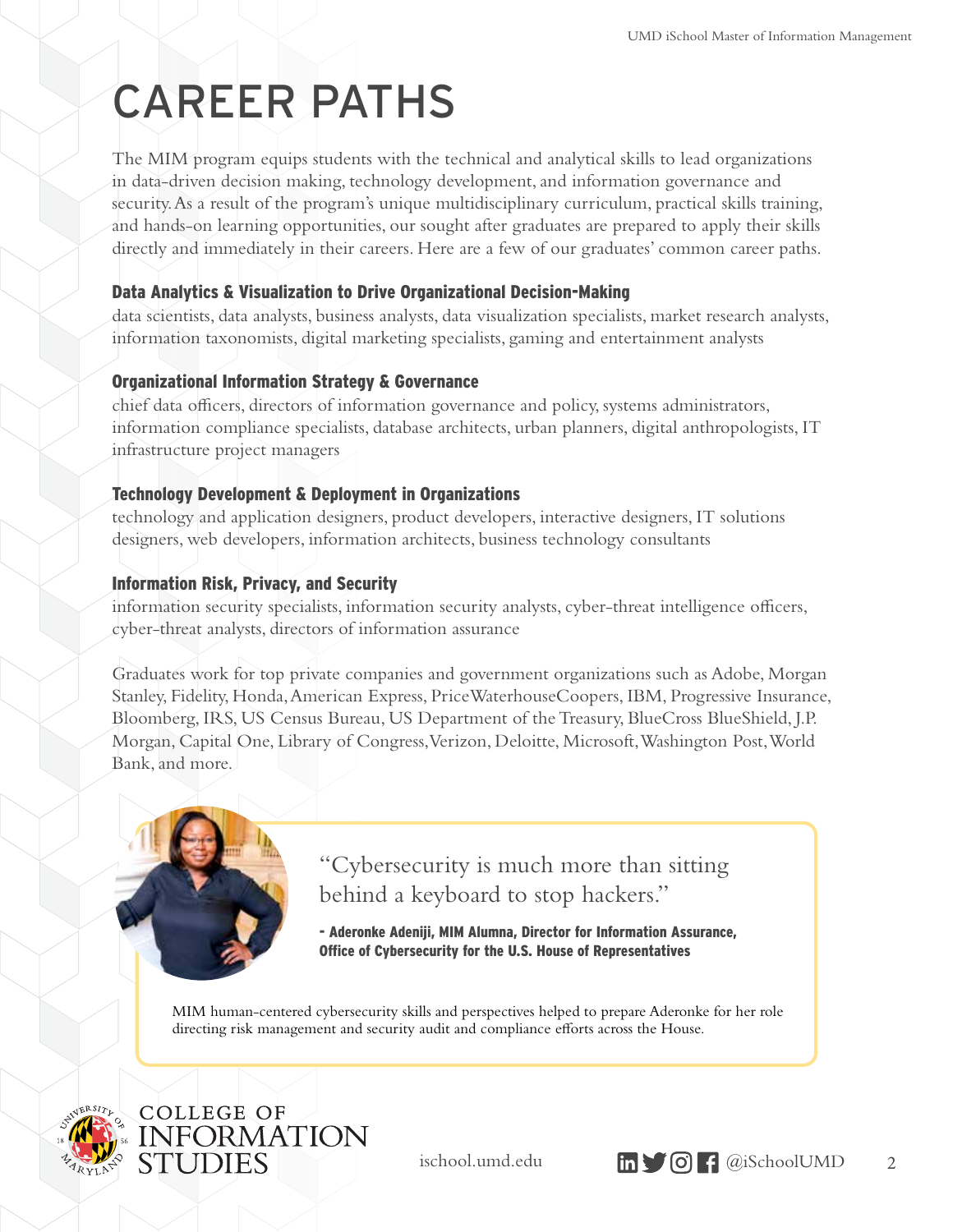# CAREER PATHS

The MIM program equips students with the technical and analytical skills to lead organizations in data-driven decision making, technology development, and information governance and security. As a result of the program's unique multidisciplinary curriculum, practical skills training, and hands-on learning opportunities, our sought after graduates are prepared to apply their skills directly and immediately in their careers. Here are a few of our graduates' common career paths.

### Data Analytics & Visualization to Drive Organizational Decision-Making

data scientists, data analysts, business analysts, data visualization specialists, market research analysts, information taxonomists, digital marketing specialists, gaming and entertainment analysts

### Organizational Information Strategy & Governance

chief data officers, directors of information governance and policy, systems administrators, information compliance specialists, database architects, urban planners, digital anthropologists, IT infrastructure project managers

### Technology Development & Deployment in Organizations

technology and application designers, product developers, interactive designers, IT solutions designers, web developers, information architects, business technology consultants

### Information Risk, Privacy, and Security

information security specialists, information security analysts, cyber-threat intelligence officers, cyber-threat analysts, directors of information assurance

Graduates work for top private companies and government organizations such as Adobe, Morgan Stanley, Fidelity, Honda, American Express, PriceWaterhouseCoopers, IBM, Progressive Insurance, Bloomberg, IRS, US Census Bureau, US Department of the Treasury, BlueCross BlueShield, J.P. Morgan, Capital One, Library of Congress, Verizon, Deloitte, Microsoft, Washington Post, World Bank, and more.

> "Cybersecurity is much more than sitting behind a keyboard to stop hackers."
>
> **- Aderonke Adeniji, MIM Alumna, Director for Information Assurance, Office of Cybersecurity for the U.S. House of Representatives**
>
> MIM human-centered cybersecurity skills and perspectives helped to prepare Aderonke for her role directing risk management and security audit and compliance efforts across the House.

COLLEGE OF INFORMATION STUDIES

ischool.umd.edu

@iSchoolUMD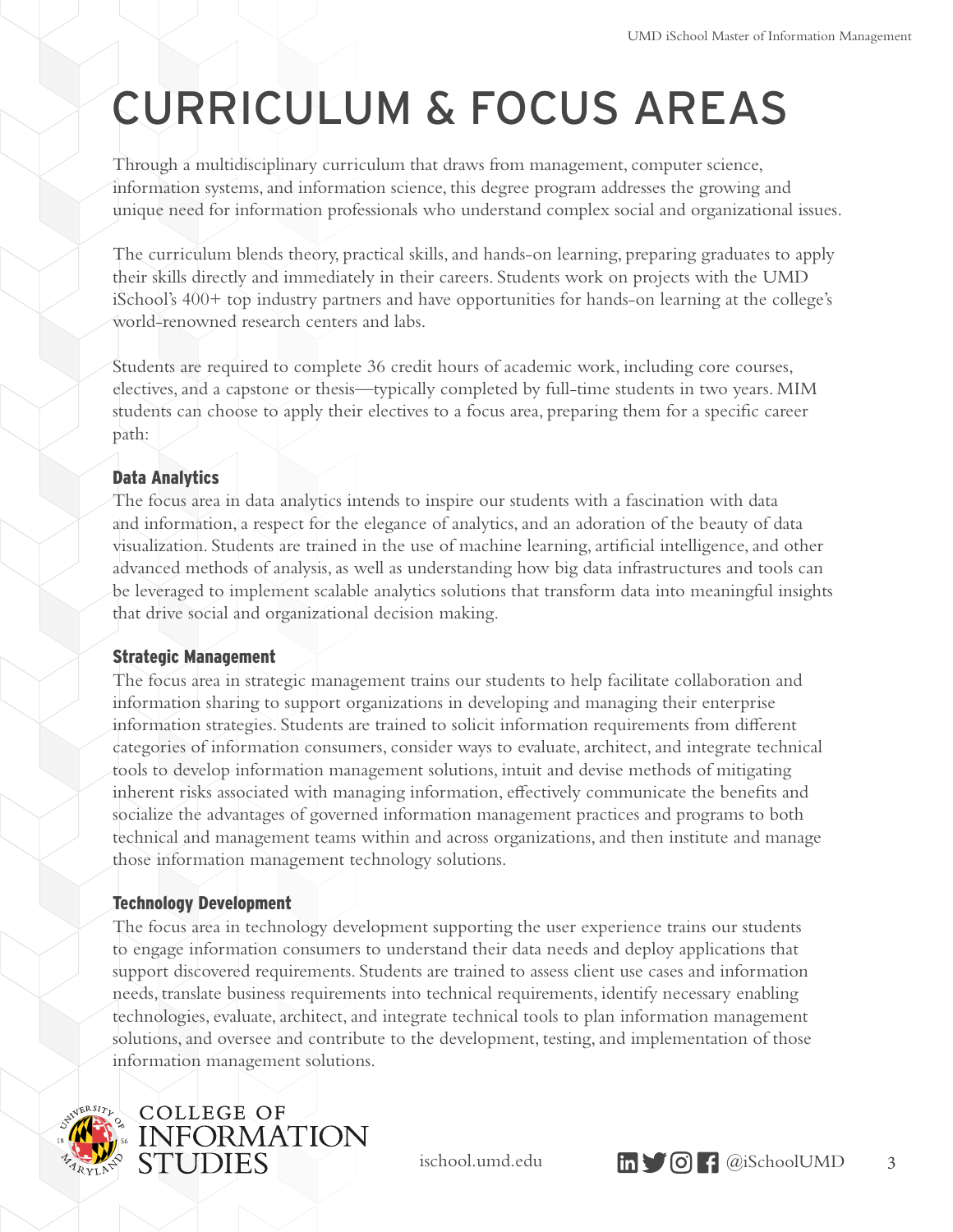# CURRICULUM & FOCUS AREAS

Through a multidisciplinary curriculum that draws from management, computer science, information systems, and information science, this degree program addresses the growing and unique need for information professionals who understand complex social and organizational issues.

The curriculum blends theory, practical skills, and hands-on learning, preparing graduates to apply their skills directly and immediately in their careers. Students work on projects with the UMD iSchool's 400+ top industry partners and have opportunities for hands-on learning at the college's world-renowned research centers and labs.

Students are required to complete 36 credit hours of academic work, including core courses, electives, and a capstone or thesis—typically completed by full-time students in two years. MIM students can choose to apply their electives to a focus area, preparing them for a specific career path:

### Data Analytics

The focus area in data analytics intends to inspire our students with a fascination with data and information, a respect for the elegance of analytics, and an adoration of the beauty of data visualization. Students are trained in the use of machine learning, artificial intelligence, and other advanced methods of analysis, as well as understanding how big data infrastructures and tools can be leveraged to implement scalable analytics solutions that transform data into meaningful insights that drive social and organizational decision making.

### Strategic Management

The focus area in strategic management trains our students to help facilitate collaboration and information sharing to support organizations in developing and managing their enterprise information strategies. Students are trained to solicit information requirements from different categories of information consumers, consider ways to evaluate, architect, and integrate technical tools to develop information management solutions, intuit and devise methods of mitigating inherent risks associated with managing information, effectively communicate the benefits and socialize the advantages of governed information management practices and programs to both technical and management teams within and across organizations, and then institute and manage those information management technology solutions.

### Technology Development

The focus area in technology development supporting the user experience trains our students to engage information consumers to understand their data needs and deploy applications that support discovered requirements. Students are trained to assess client use cases and information needs, translate business requirements into technical requirements, identify necessary enabling technologies, evaluate, architect, and integrate technical tools to plan information management solutions, and oversee and contribute to the development, testing, and implementation of those information management solutions.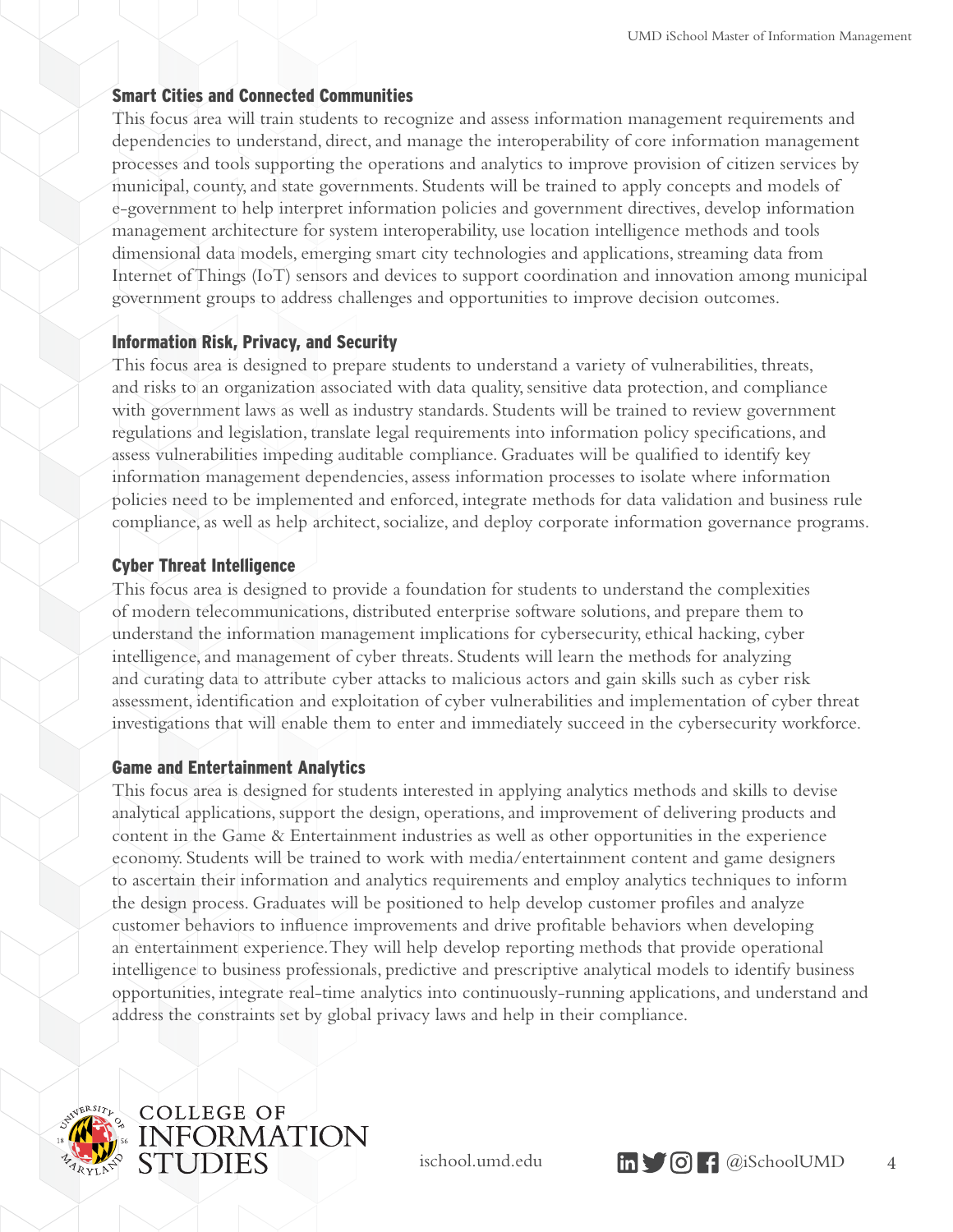### Smart Cities and Connected Communities

This focus area will train students to recognize and assess information management requirements and dependencies to understand, direct, and manage the interoperability of core information management processes and tools supporting the operations and analytics to improve provision of citizen services by municipal, county, and state governments. Students will be trained to apply concepts and models of e-government to help interpret information policies and government directives, develop information management architecture for system interoperability, use location intelligence methods and tools dimensional data models, emerging smart city technologies and applications, streaming data from Internet of Things (IoT) sensors and devices to support coordination and innovation among municipal government groups to address challenges and opportunities to improve decision outcomes.

### Information Risk, Privacy, and Security

This focus area is designed to prepare students to understand a variety of vulnerabilities, threats, and risks to an organization associated with data quality, sensitive data protection, and compliance with government laws as well as industry standards. Students will be trained to review government regulations and legislation, translate legal requirements into information policy specifications, and assess vulnerabilities impeding auditable compliance. Graduates will be qualified to identify key information management dependencies, assess information processes to isolate where information policies need to be implemented and enforced, integrate methods for data validation and business rule compliance, as well as help architect, socialize, and deploy corporate information governance programs.

### Cyber Threat Intelligence

This focus area is designed to provide a foundation for students to understand the complexities of modern telecommunications, distributed enterprise software solutions, and prepare them to understand the information management implications for cybersecurity, ethical hacking, cyber intelligence, and management of cyber threats. Students will learn the methods for analyzing and curating data to attribute cyber attacks to malicious actors and gain skills such as cyber risk assessment, identification and exploitation of cyber vulnerabilities and implementation of cyber threat investigations that will enable them to enter and immediately succeed in the cybersecurity workforce.

### Game and Entertainment Analytics

This focus area is designed for students interested in applying analytics methods and skills to devise analytical applications, support the design, operations, and improvement of delivering products and content in the Game & Entertainment industries as well as other opportunities in the experience economy. Students will be trained to work with media/entertainment content and game designers to ascertain their information and analytics requirements and employ analytics techniques to inform the design process. Graduates will be positioned to help develop customer profiles and analyze customer behaviors to influence improvements and drive profitable behaviors when developing an entertainment experience. They will help develop reporting methods that provide operational intelligence to business professionals, predictive and prescriptive analytical models to identify business opportunities, integrate real-time analytics into continuously-running applications, and understand and address the constraints set by global privacy laws and help in their compliance.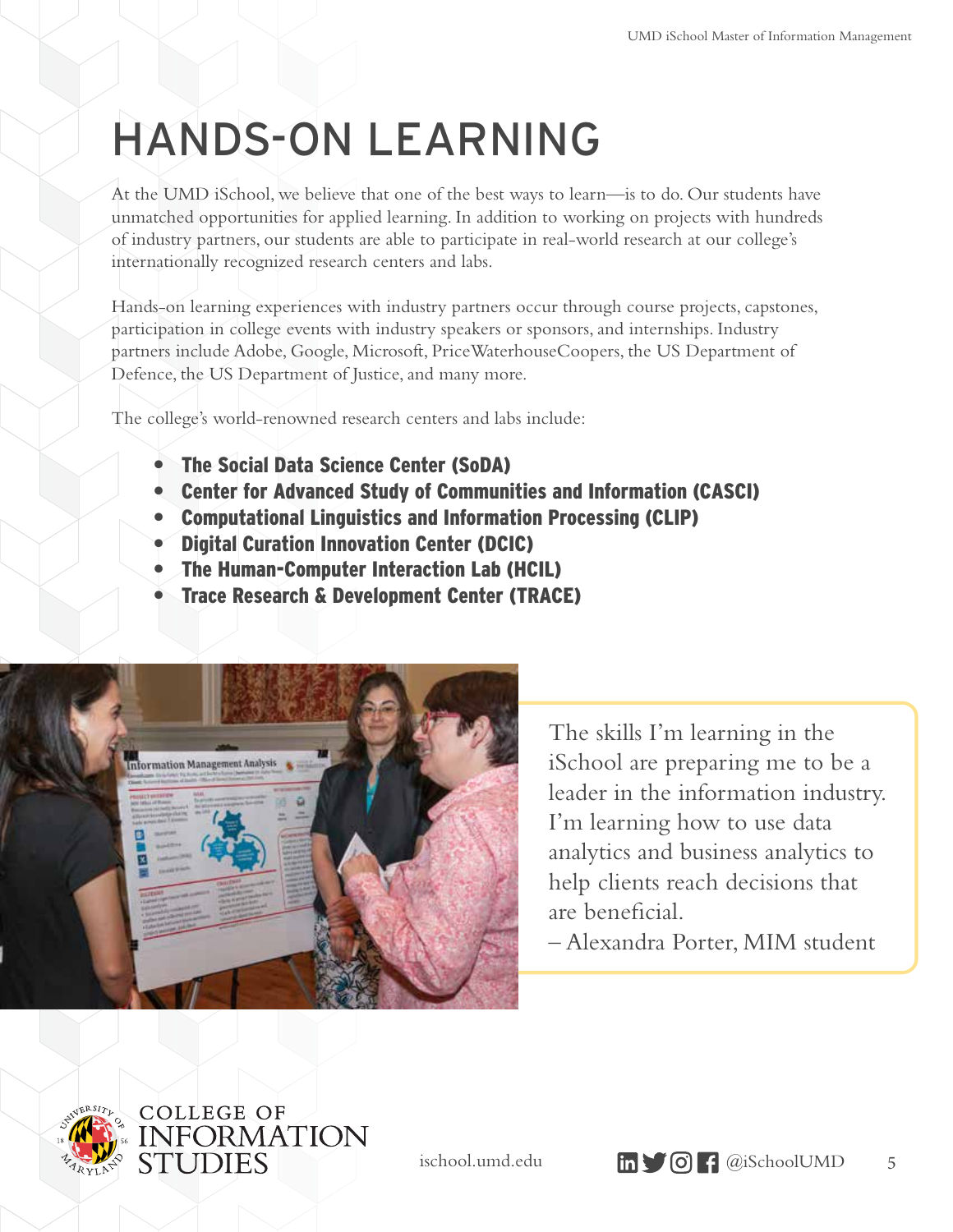# HANDS-ON LEARNING

At the UMD iSchool, we believe that one of the best ways to learn—is to do. Our students have unmatched opportunities for applied learning. In addition to working on projects with hundreds of industry partners, our students are able to participate in real-world research at our college's internationally recognized research centers and labs.

Hands-on learning experiences with industry partners occur through course projects, capstones, participation in college events with industry speakers or sponsors, and internships. Industry partners include Adobe, Google, Microsoft, PriceWaterhouseCoopers, the US Department of Defence, the US Department of Justice, and many more.

The college's world-renowned research centers and labs include:

- **The Social Data Science Center (SoDA)**
- **Center for Advanced Study of Communities and Information (CASCI)**
- **Computational Linguistics and Information Processing (CLIP)**
- **Digital Curation Innovation Center (DCIC)**
- **The Human-Computer Interaction Lab (HCIL)**
- **Trace Research & Development Center (TRACE)**

The skills I'm learning in the iSchool are preparing me to be a leader in the information industry. I'm learning how to use data analytics and business analytics to help clients reach decisions that are beneficial.
– Alexandra Porter, MIM student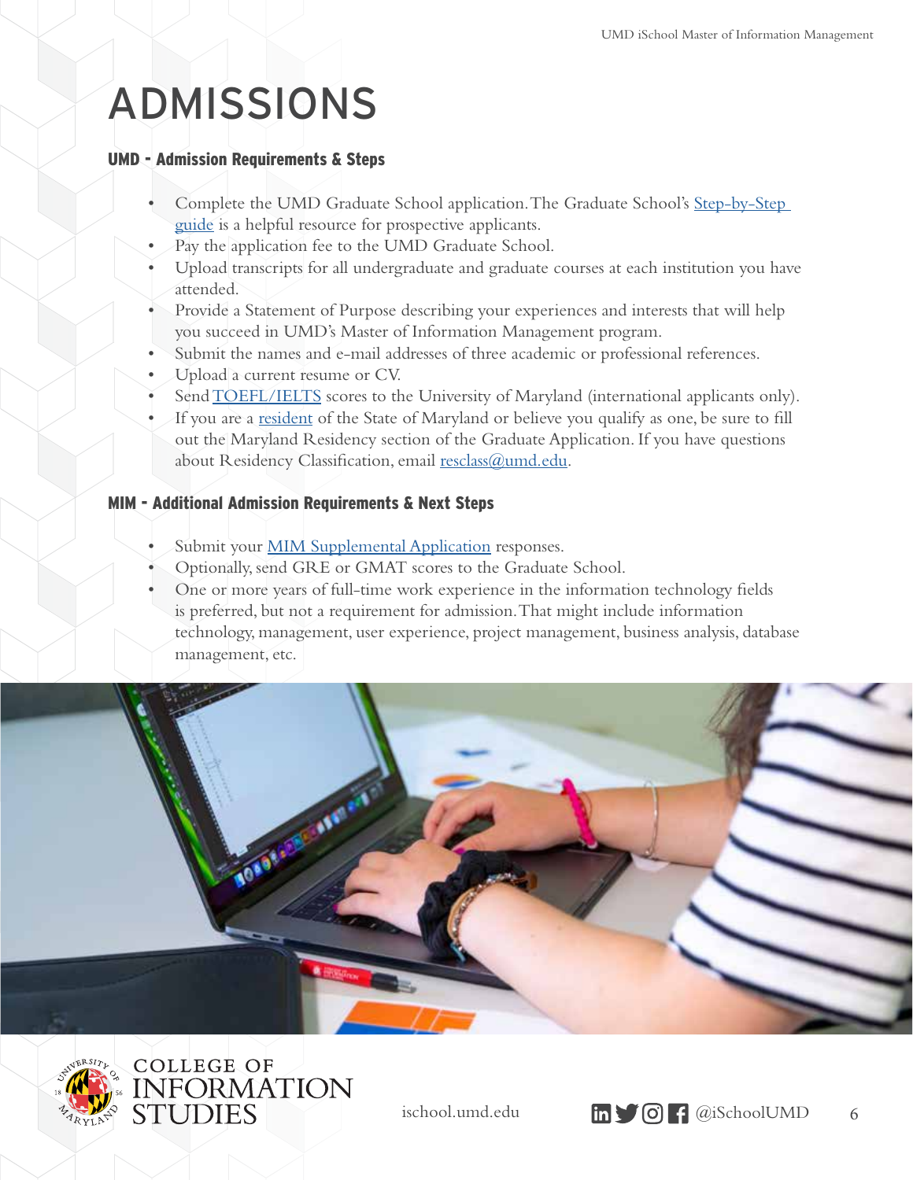# ADMISSIONS

### UMD - Admission Requirements & Steps

- Complete the UMD Graduate School application. The Graduate School's Step-by-Step guide is a helpful resource for prospective applicants.
- Pay the application fee to the UMD Graduate School.
- Upload transcripts for all undergraduate and graduate courses at each institution you have attended.
- Provide a Statement of Purpose describing your experiences and interests that will help you succeed in UMD's Master of Information Management program.
- Submit the names and e-mail addresses of three academic or professional references.
- Upload a current resume or CV.
- Send TOEFL/IELTS scores to the University of Maryland (international applicants only).
- If you are a resident of the State of Maryland or believe you qualify as one, be sure to fill out the Maryland Residency section of the Graduate Application. If you have questions about Residency Classification, email resclass@umd.edu.

### MIM - Additional Admission Requirements & Next Steps

- Submit your MIM Supplemental Application responses.
- Optionally, send GRE or GMAT scores to the Graduate School.
- One or more years of full-time work experience in the information technology fields is preferred, but not a requirement for admission. That might include information technology, management, user experience, project management, business analysis, database management, etc.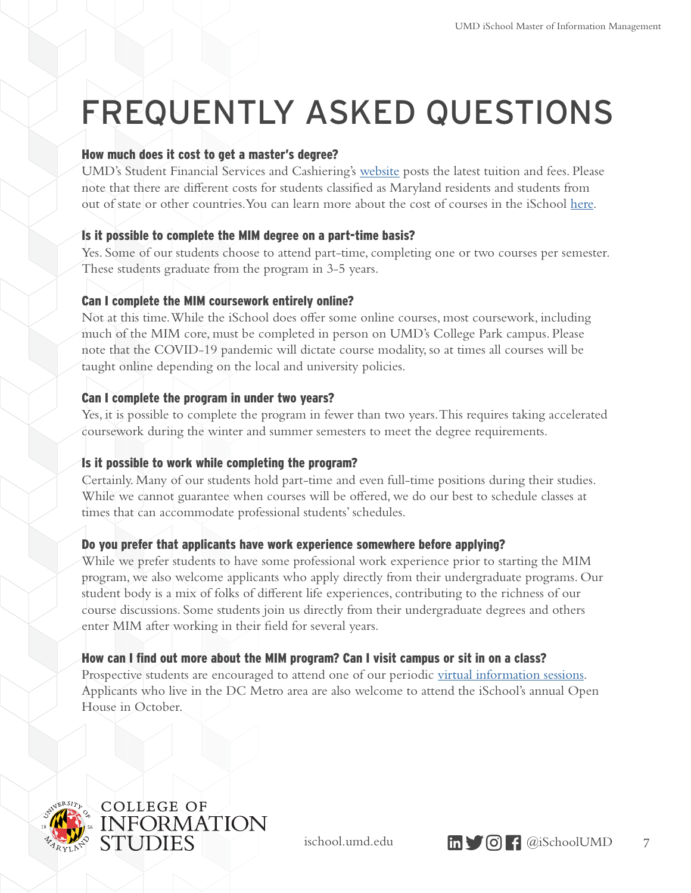# FREQUENTLY ASKED QUESTIONS

### How much does it cost to get a master's degree?

UMD's Student Financial Services and Cashiering's website posts the latest tuition and fees. Please note that there are different costs for students classified as Maryland residents and students from out of state or other countries. You can learn more about the cost of courses in the iSchool here.

### Is it possible to complete the MIM degree on a part-time basis?

Yes. Some of our students choose to attend part-time, completing one or two courses per semester. These students graduate from the program in 3-5 years.

### Can I complete the MIM coursework entirely online?

Not at this time. While the iSchool does offer some online courses, most coursework, including much of the MIM core, must be completed in person on UMD's College Park campus. Please note that the COVID-19 pandemic will dictate course modality, so at times all courses will be taught online depending on the local and university policies.

### Can I complete the program in under two years?

Yes, it is possible to complete the program in fewer than two years. This requires taking accelerated coursework during the winter and summer semesters to meet the degree requirements.

### Is it possible to work while completing the program?

Certainly. Many of our students hold part-time and even full-time positions during their studies. While we cannot guarantee when courses will be offered, we do our best to schedule classes at times that can accommodate professional students' schedules.

### Do you prefer that applicants have work experience somewhere before applying?

While we prefer students to have some professional work experience prior to starting the MIM program, we also welcome applicants who apply directly from their undergraduate programs. Our student body is a mix of folks of different life experiences, contributing to the richness of our course discussions. Some students join us directly from their undergraduate degrees and others enter MIM after working in their field for several years.

### How can I find out more about the MIM program? Can I visit campus or sit in on a class?

Prospective students are encouraged to attend one of our periodic virtual information sessions. Applicants who live in the DC Metro area are also welcome to attend the iSchool's annual Open House in October.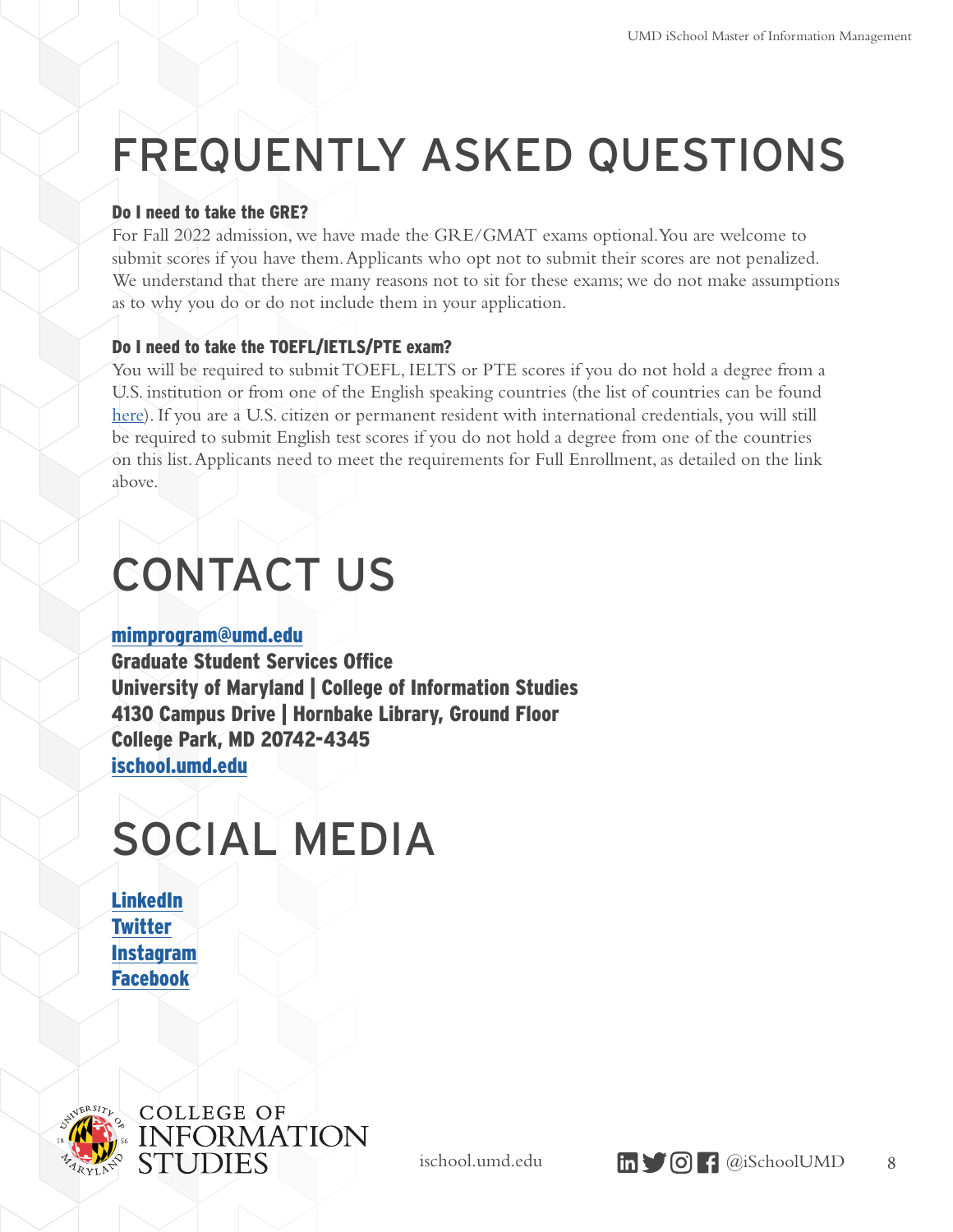# FREQUENTLY ASKED QUESTIONS

### Do I need to take the GRE?

For Fall 2022 admission, we have made the GRE/GMAT exams optional. You are welcome to submit scores if you have them. Applicants who opt not to submit their scores are not penalized. We understand that there are many reasons not to sit for these exams; we do not make assumptions as to why you do or do not include them in your application.

### Do I need to take the TOEFL/IETLS/PTE exam?

You will be required to submit TOEFL, IELTS or PTE scores if you do not hold a degree from a U.S. institution or from one of the English speaking countries (the list of countries can be found here). If you are a U.S. citizen or permanent resident with international credentials, you will still be required to submit English test scores if you do not hold a degree from one of the countries on this list. Applicants need to meet the requirements for Full Enrollment, as detailed on the link above.

# CONTACT US

**mimprogram@umd.edu**
**Graduate Student Services Office**
**University of Maryland | College of Information Studies**
**4130 Campus Drive | Hornbake Library, Ground Floor**
**College Park, MD 20742-4345**
**ischool.umd.edu**

# SOCIAL MEDIA

**LinkedIn**
**Twitter**
**Instagram**
**Facebook**

COLLEGE OF INFORMATION STUDIES

ischool.umd.edu

@iSchoolUMD